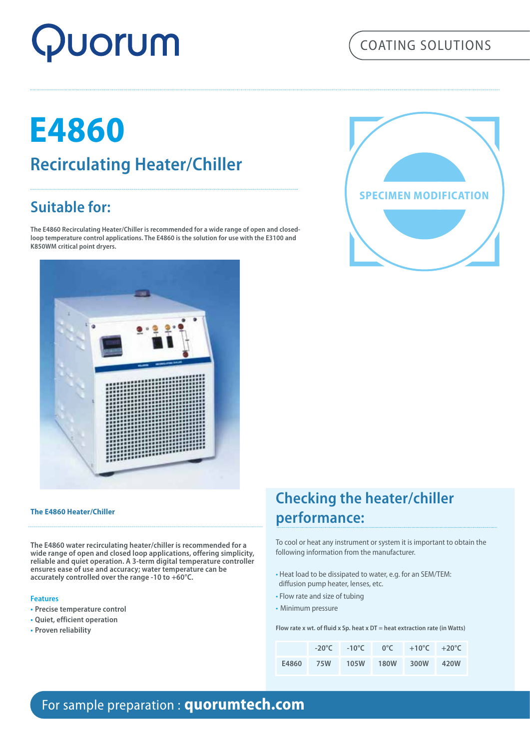Quorum

COATING SOLUTIONS

# E4860

## Recirculating Heater/Chiller

SPECIMEN MODIFICATION

## Suitable for:

**The E4860 Recirculating Heater/Chiller is recommended for a wide range of open and closed-loop temperature control applications. The E4860 is the solution for use with the E3100 and K850WM critical point dryers.**

**The E4860 Heater/Chiller**

**The E4860 water recirculating heater/chiller is recommended for a wide range of open and closed loop applications, offering simplicity, reliable and quiet operation. A 3-term digital temperature controller ensures ease of use and accuracy; water temperature can be accurately controlled over the range -10 to +60°C.**

### Features

- **Precise temperature control**
- **Quiet, efficient operation**
- **Proven reliability**

## Checking the heater/chiller performance:

To cool or heat any instrument or system it is important to obtain the following information from the manufacturer.

- Heat load to be dissipated to water, e.g. for an SEM/TEM: diffusion pump heater, lenses, etc.
- Flow rate and size of tubing
- Minimum pressure

**Flow rate x wt. of fluid x Sp. heat x DT = heat extraction rate (in Watts)**

| | -20°C | -10°C | 0°C | +10°C | +20°C |
|---|---|---|---|---|---|
| E4860 | 75W | 105W | 180W | 300W | 420W |

For sample preparation : **quorumtech.com**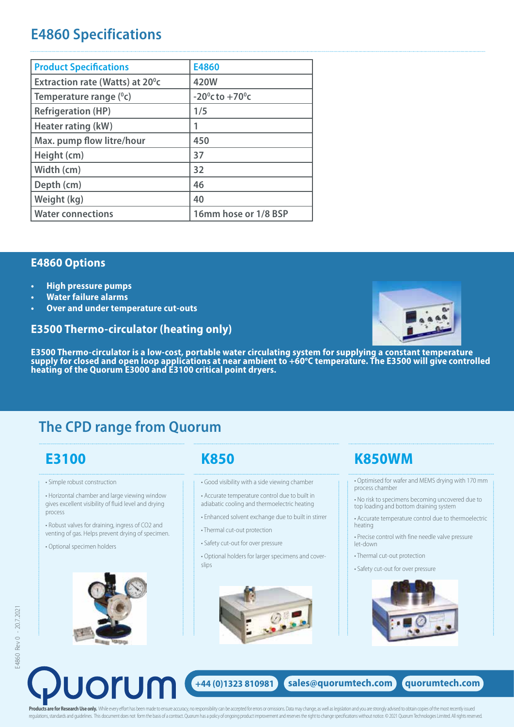## E4860 Specifications

| Product Specifications | E4860 |
| --- | --- |
| Extraction rate (Watts) at 20ºc | 420W |
| Temperature range (ºc) | -20ºc to +70ºc |
| Refrigeration (HP) | 1/5 |
| Heater rating (kW) | 1 |
| Max. pump flow litre/hour | 450 |
| Height (cm) | 37 |
| Width (cm) | 32 |
| Depth (cm) | 46 |
| Weight (kg) | 40 |
| Water connections | 16mm hose or 1/8 BSP |

### E4860 Options

- **High pressure pumps**
- **Water failure alarms**
- **Over and under temperature cut-outs**

### E3500 Thermo-circulator (heating only)

**E3500 Thermo-circulator is a low-cost, portable water circulating system for supplying a constant temperature supply for closed and open loop applications at near ambient to +60ºC temperature. The E3500 will give controlled heating of the Quorum E3000 and E3100 critical point dryers.**

## The CPD range from Quorum

### E3100

- Simple robust construction
- Horizontal chamber and large viewing window gives excellent visibility of fluid level and drying process
- Robust valves for draining, ingress of CO2 and venting of gas. Helps prevent drying of specimen.
- Optional specimen holders

### K850

- Good visibility with a side viewing chamber
- Accurate temperature control due to built in adiabatic cooling and thermoelectric heating
- Enhanced solvent exchange due to built in stirrer
- Thermal cut-out protection
- Safety cut-out for over pressure
- Optional holders for larger specimens and cover-slips

### K850WM

- Optimised for wafer and MEMS drying with 170 mm process chamber
- No risk to specimens becoming uncovered due to top loading and bottom draining system
- Accurate temperature control due to thermoelectric heating
- Precise control with fine needle valve pressure let-down
- Thermal cut-out protection
- Safety cut-out for over pressure

E4860 Rev 0 - 20.7.2021

Quorum

+44 (0)1323 810981 | sales@quorumtech.com | quorumtech.com

**Products are for Research Use only.** While every effort has been made to ensure accuracy, no responsibility can be accepted for errors or omissions. Data may change, as well as legislation and you are strongly advised to obtain copies of the most recently issued regulations, standards and guidelines. This document does not form the basis of a contract. Quorum has a policy of ongoing product improvement and reserves the right to change specifications without notice. © 2021 Quorum Technologies Limited. All rights reserved.